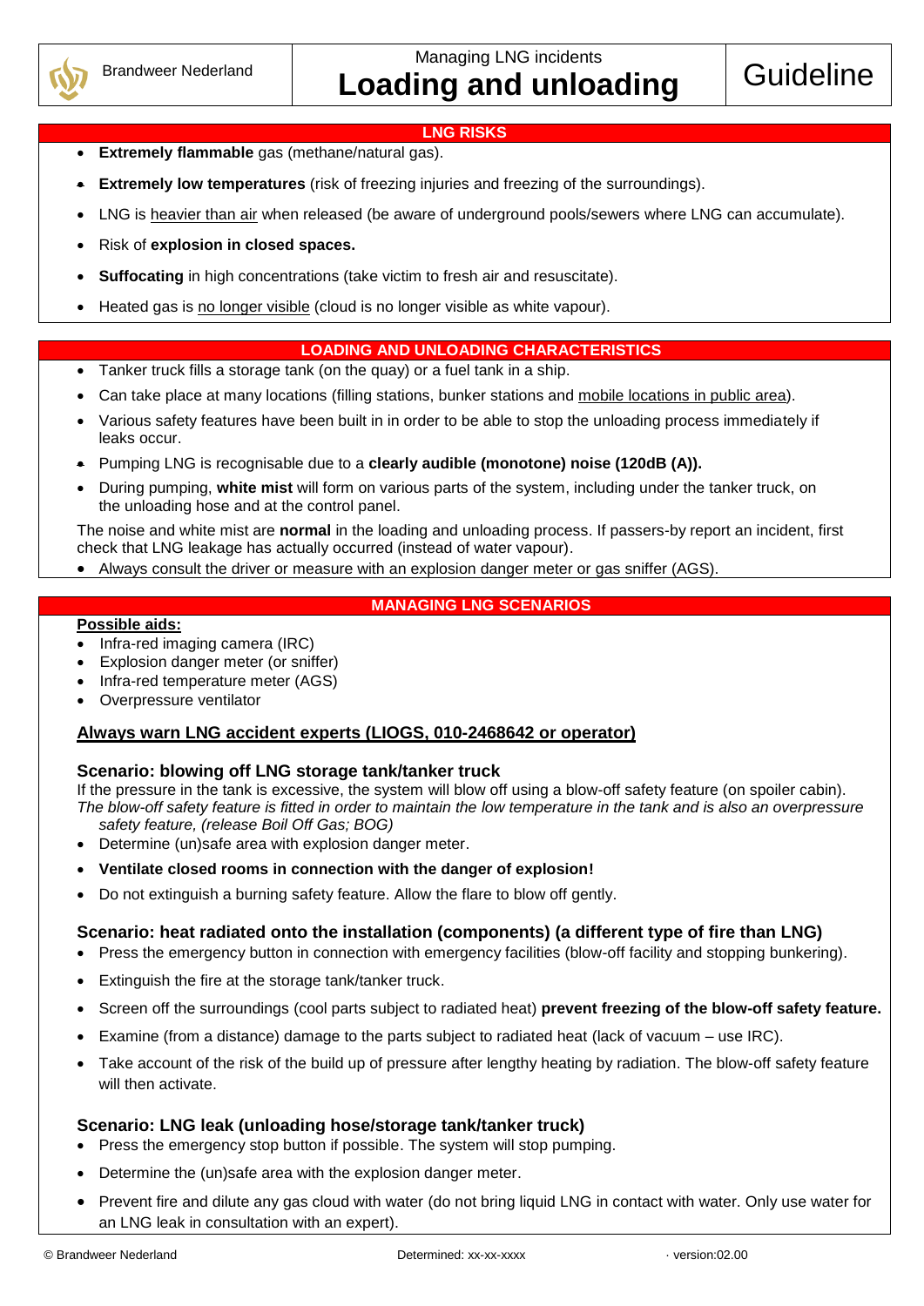Brandweer Nederland

Managing LNG incidents

# Loading and unloading

Guideline

## LNG RISKS

- **Extremely flammable** gas (methane/natural gas).
- **Extremely low temperatures** (risk of freezing injuries and freezing of the surroundings).
- LNG is heavier than air when released (be aware of underground pools/sewers where LNG can accumulate).
- Risk of **explosion in closed spaces.**
- **Suffocating** in high concentrations (take victim to fresh air and resuscitate).
- Heated gas is no longer visible (cloud is no longer visible as white vapour).

## LOADING AND UNLOADING CHARACTERISTICS

- Tanker truck fills a storage tank (on the quay) or a fuel tank in a ship.
- Can take place at many locations (filling stations, bunker stations and mobile locations in public area).
- Various safety features have been built in in order to be able to stop the unloading process immediately if leaks occur.
- Pumping LNG is recognisable due to a **clearly audible (monotone) noise (120dB (A)).**
- During pumping, **white mist** will form on various parts of the system, including under the tanker truck, on the unloading hose and at the control panel.

The noise and white mist are **normal** in the loading and unloading process. If passers-by report an incident, first check that LNG leakage has actually occurred (instead of water vapour).

- Always consult the driver or measure with an explosion danger meter or gas sniffer (AGS).

## MANAGING LNG SCENARIOS

**Possible aids:**

- Infra-red imaging camera (IRC)
- Explosion danger meter (or sniffer)
- Infra-red temperature meter (AGS)
- Overpressure ventilator

**Always warn LNG accident experts (LIOGS, 010-2468642 or operator)**

### Scenario: blowing off LNG storage tank/tanker truck

If the pressure in the tank is excessive, the system will blow off using a blow-off safety feature (on spoiler cabin). *The blow-off safety feature is fitted in order to maintain the low temperature in the tank and is also an overpressure safety feature, (release Boil Off Gas; BOG)*

- Determine (un)safe area with explosion danger meter.
- **Ventilate closed rooms in connection with the danger of explosion!**
- Do not extinguish a burning safety feature. Allow the flare to blow off gently.

### Scenario: heat radiated onto the installation (components) (a different type of fire than LNG)

- Press the emergency button in connection with emergency facilities (blow-off facility and stopping bunkering).
- Extinguish the fire at the storage tank/tanker truck.
- Screen off the surroundings (cool parts subject to radiated heat) **prevent freezing of the blow-off safety feature.**
- Examine (from a distance) damage to the parts subject to radiated heat (lack of vacuum – use IRC).
- Take account of the risk of the build up of pressure after lengthy heating by radiation. The blow-off safety feature will then activate.

### Scenario: LNG leak (unloading hose/storage tank/tanker truck)

- Press the emergency stop button if possible. The system will stop pumping.
- Determine the (un)safe area with the explosion danger meter.
- Prevent fire and dilute any gas cloud with water (do not bring liquid LNG in contact with water. Only use water for an LNG leak in consultation with an expert).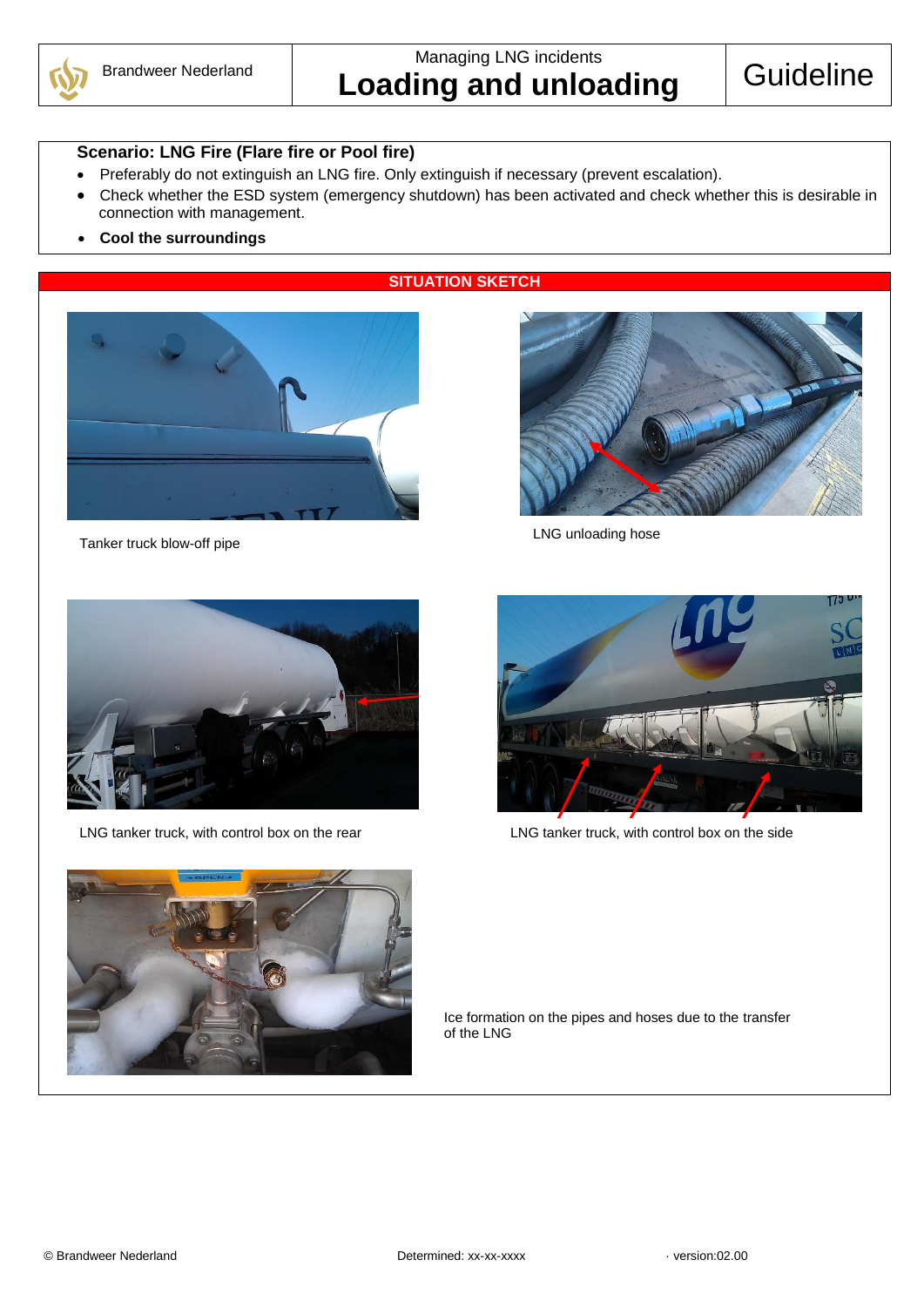## Scenario: LNG Fire (Flare fire or Pool fire)

- Preferably do not extinguish an LNG fire. Only extinguish if necessary (prevent escalation).
- Check whether the ESD system (emergency shutdown) has been activated and check whether this is desirable in connection with management.
- **Cool the surroundings**

## SITUATION SKETCH

Tanker truck blow-off pipe

LNG unloading hose

LNG tanker truck, with control box on the rear

LNG tanker truck, with control box on the side

Ice formation on the pipes and hoses due to the transfer of the LNG